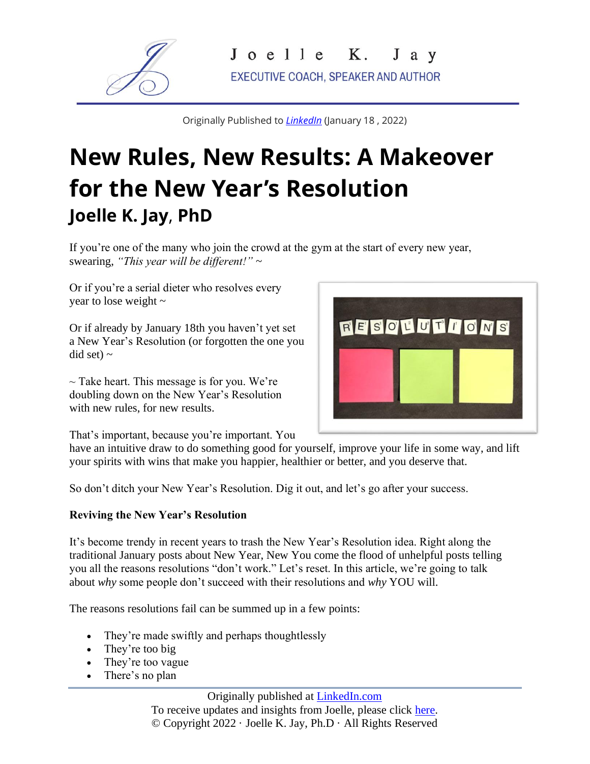Joelle K. Jay
EXECUTIVE COACH, SPEAKER AND AUTHOR

Originally Published to [LinkedIn](https://www.linkedin.com) (January 18 , 2022)

# New Rules, New Results: A Makeover for the New Year's Resolution

## Joelle K. Jay, PhD

If you're one of the many who join the crowd at the gym at the start of every new year, swearing, *"This year will be different!"* ~

Or if you're a serial dieter who resolves every year to lose weight ~

Or if already by January 18th you haven't yet set a New Year's Resolution (or forgotten the one you did set) ~

~ Take heart. This message is for you. We're doubling down on the New Year's Resolution with new rules, for new results.

That's important, because you're important. You have an intuitive draw to do something good for yourself, improve your life in some way, and lift your spirits with wins that make you happier, healthier or better, and you deserve that.

So don't ditch your New Year's Resolution. Dig it out, and let's go after your success.

**Reviving the New Year's Resolution**

It's become trendy in recent years to trash the New Year's Resolution idea. Right along the traditional January posts about New Year, New You come the flood of unhelpful posts telling you all the reasons resolutions "don't work." Let's reset. In this article, we're going to talk about *why* some people don't succeed with their resolutions and *why* YOU will.

The reasons resolutions fail can be summed up in a few points:

- They're made swiftly and perhaps thoughtlessly
- They're too big
- They're too vague
- There's no plan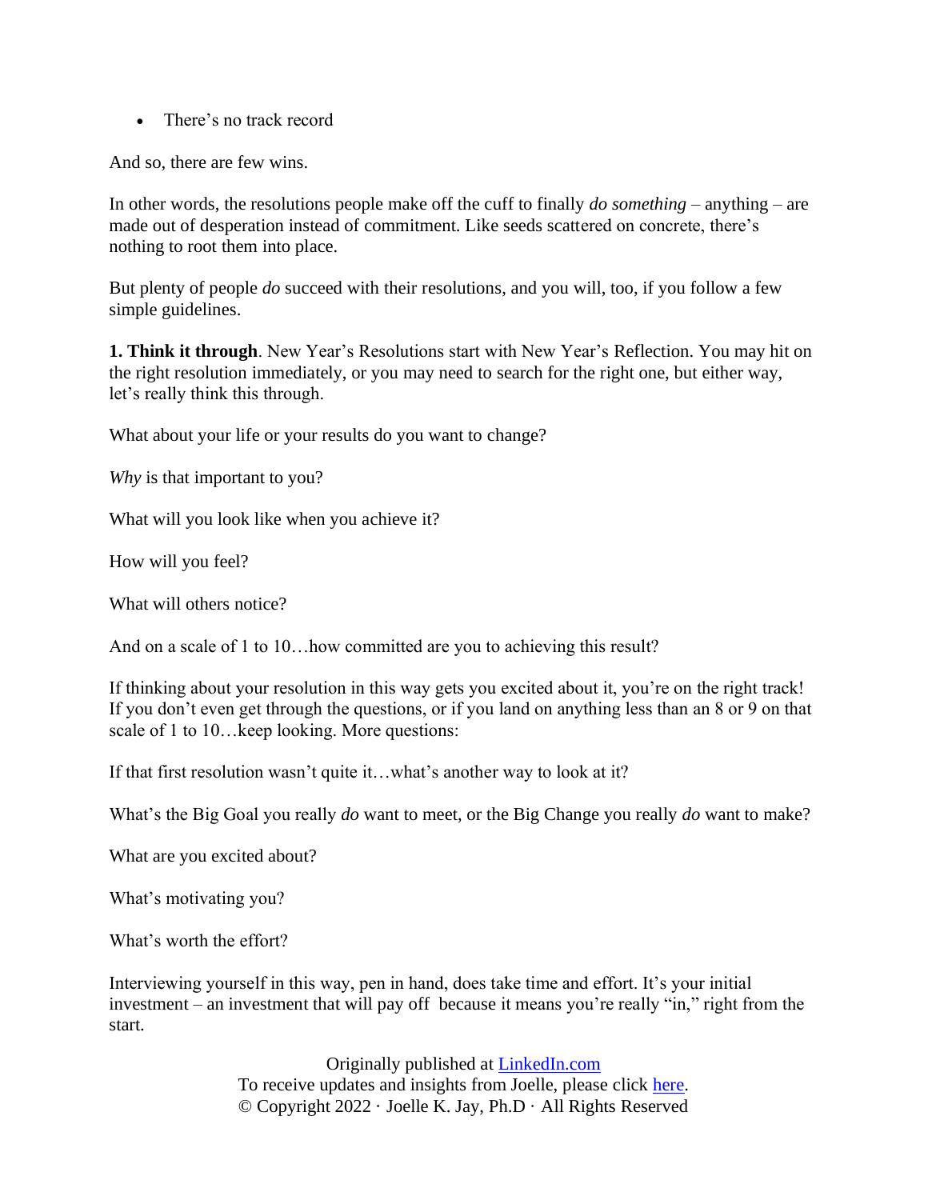- There's no track record

And so, there are few wins.

In other words, the resolutions people make off the cuff to finally *do something* – anything – are made out of desperation instead of commitment. Like seeds scattered on concrete, there's nothing to root them into place.

But plenty of people *do* succeed with their resolutions, and you will, too, if you follow a few simple guidelines.

**1. Think it through**. New Year's Resolutions start with New Year's Reflection. You may hit on the right resolution immediately, or you may need to search for the right one, but either way, let's really think this through.

What about your life or your results do you want to change?

*Why* is that important to you?

What will you look like when you achieve it?

How will you feel?

What will others notice?

And on a scale of 1 to 10…how committed are you to achieving this result?

If thinking about your resolution in this way gets you excited about it, you're on the right track! If you don't even get through the questions, or if you land on anything less than an 8 or 9 on that scale of 1 to 10…keep looking. More questions:

If that first resolution wasn't quite it…what's another way to look at it?

What's the Big Goal you really *do* want to meet, or the Big Change you really *do* want to make?

What are you excited about?

What's motivating you?

What's worth the effort?

Interviewing yourself in this way, pen in hand, does take time and effort. It's your initial investment – an investment that will pay off because it means you're really "in," right from the start.

Originally published at [LinkedIn.com](LinkedIn.com)
To receive updates and insights from Joelle, please click [here](here).
© Copyright 2022 · Joelle K. Jay, Ph.D · All Rights Reserved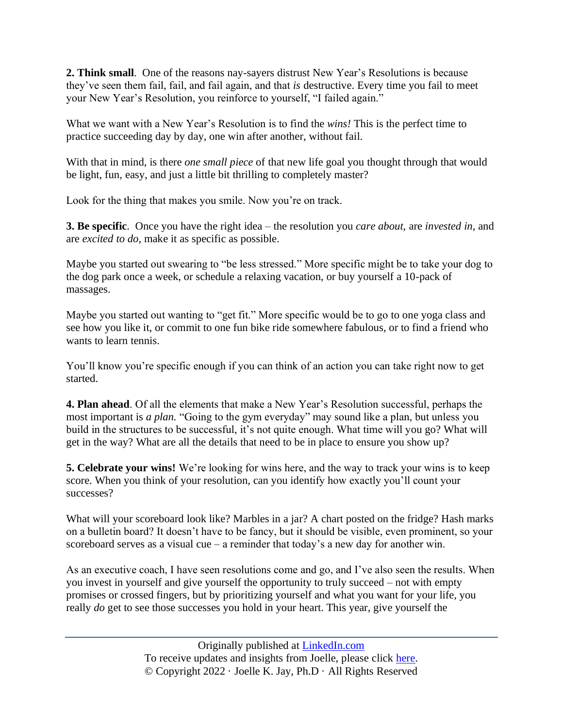**2. Think small**. One of the reasons nay-sayers distrust New Year's Resolutions is because they've seen them fail, fail, and fail again, and that *is* destructive. Every time you fail to meet your New Year's Resolution, you reinforce to yourself, "I failed again."

What we want with a New Year's Resolution is to find the *wins!* This is the perfect time to practice succeeding day by day, one win after another, without fail.

With that in mind, is there *one small piece* of that new life goal you thought through that would be light, fun, easy, and just a little bit thrilling to completely master?

Look for the thing that makes you smile. Now you're on track.

**3. Be specific**. Once you have the right idea – the resolution you *care about,* are *invested in,* and are *excited to do,* make it as specific as possible.

Maybe you started out swearing to "be less stressed." More specific might be to take your dog to the dog park once a week, or schedule a relaxing vacation, or buy yourself a 10-pack of massages.

Maybe you started out wanting to "get fit." More specific would be to go to one yoga class and see how you like it, or commit to one fun bike ride somewhere fabulous, or to find a friend who wants to learn tennis.

You'll know you're specific enough if you can think of an action you can take right now to get started.

**4. Plan ahead**. Of all the elements that make a New Year's Resolution successful, perhaps the most important is *a plan.* "Going to the gym everyday" may sound like a plan, but unless you build in the structures to be successful, it's not quite enough. What time will you go? What will get in the way? What are all the details that need to be in place to ensure you show up?

**5. Celebrate your wins!** We're looking for wins here, and the way to track your wins is to keep score. When you think of your resolution, can you identify how exactly you'll count your successes?

What will your scoreboard look like? Marbles in a jar? A chart posted on the fridge? Hash marks on a bulletin board? It doesn't have to be fancy, but it should be visible, even prominent, so your scoreboard serves as a visual cue – a reminder that today's a new day for another win.

As an executive coach, I have seen resolutions come and go, and I've also seen the results. When you invest in yourself and give yourself the opportunity to truly succeed – not with empty promises or crossed fingers, but by prioritizing yourself and what you want for your life, you really *do* get to see those successes you hold in your heart. This year, give yourself the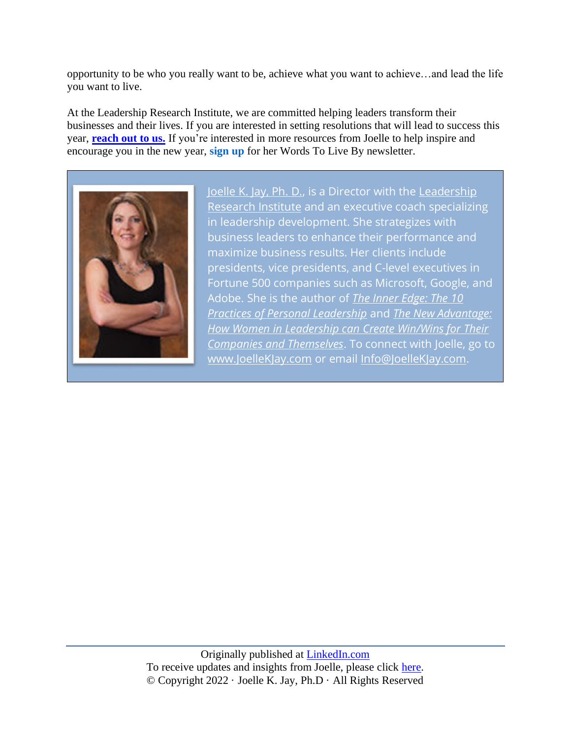opportunity to be who you really want to be, achieve what you want to achieve…and lead the life you want to live.

At the Leadership Research Institute, we are committed helping leaders transform their businesses and their lives. If you are interested in setting resolutions that will lead to success this year, **reach out to us.** If you're interested in more resources from Joelle to help inspire and encourage you in the new year, **sign up** for her Words To Live By newsletter.

Joelle K. Jay, Ph. D., is a Director with the Leadership Research Institute and an executive coach specializing in leadership development. She strategizes with business leaders to enhance their performance and maximize business results. Her clients include presidents, vice presidents, and C-level executives in Fortune 500 companies such as Microsoft, Google, and Adobe. She is the author of *The Inner Edge: The 10 Practices of Personal Leadership* and *The New Advantage: How Women in Leadership can Create Win/Wins for Their Companies and Themselves*. To connect with Joelle, go to www.JoelleKJay.com or email Info@JoelleKJay.com.

---

Originally published at LinkedIn.com
To receive updates and insights from Joelle, please click here.
© Copyright 2022 · Joelle K. Jay, Ph.D · All Rights Reserved